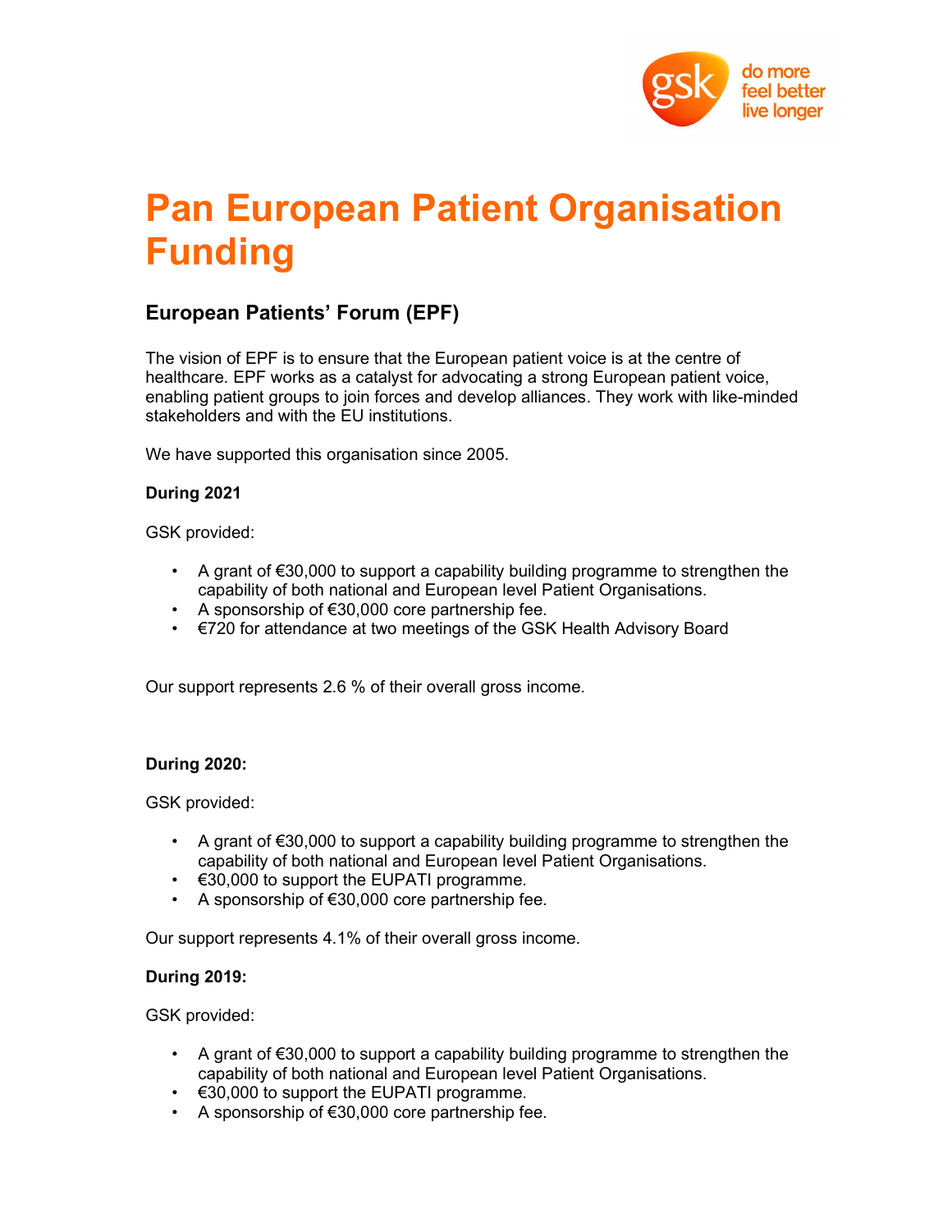# Pan European Patient Organisation Funding

## European Patients' Forum (EPF)

The vision of EPF is to ensure that the European patient voice is at the centre of healthcare. EPF works as a catalyst for advocating a strong European patient voice, enabling patient groups to join forces and develop alliances. They work with like-minded stakeholders and with the EU institutions.

We have supported this organisation since 2005.

**During 2021**

GSK provided:

- A grant of €30,000 to support a capability building programme to strengthen the capability of both national and European level Patient Organisations.
- A sponsorship of €30,000 core partnership fee.
- €720 for attendance at two meetings of the GSK Health Advisory Board

Our support represents 2.6 % of their overall gross income.

**During 2020:**

GSK provided:

- A grant of €30,000 to support a capability building programme to strengthen the capability of both national and European level Patient Organisations.
- €30,000 to support the EUPATI programme.
- A sponsorship of €30,000 core partnership fee.

Our support represents 4.1% of their overall gross income.

**During 2019:**

GSK provided:

- A grant of €30,000 to support a capability building programme to strengthen the capability of both national and European level Patient Organisations.
- €30,000 to support the EUPATI programme.
- A sponsorship of €30,000 core partnership fee.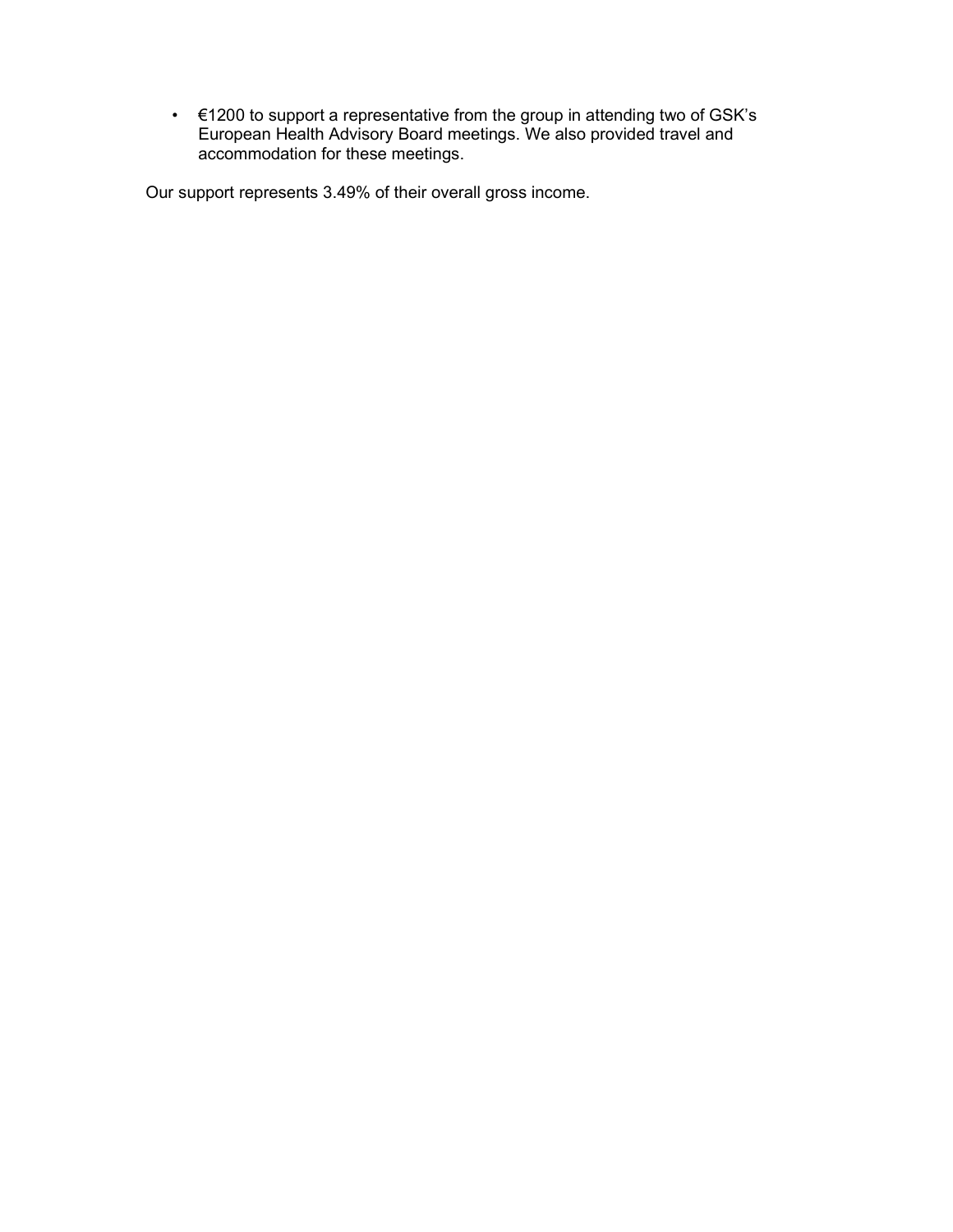- €1200 to support a representative from the group in attending two of GSK's European Health Advisory Board meetings. We also provided travel and accommodation for these meetings.

Our support represents 3.49% of their overall gross income.